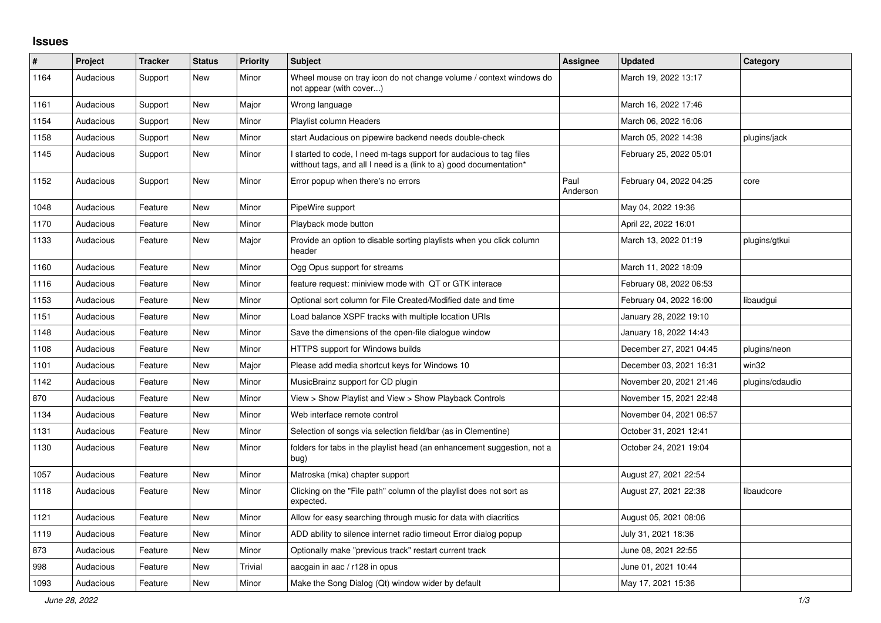## Issues

| # | Project | Tracker | Status | Priority | Subject | Assignee | Updated | Category |
|---|---|---|---|---|---|---|---|---|
| 1164 | Audacious | Support | New | Minor | Wheel mouse on tray icon do not change volume / context windows do not appear (with cover...) | | March 19, 2022 13:17 | |
| 1161 | Audacious | Support | New | Major | Wrong language | | March 16, 2022 17:46 | |
| 1154 | Audacious | Support | New | Minor | Playlist column Headers | | March 06, 2022 16:06 | |
| 1158 | Audacious | Support | New | Minor | start Audacious on pipewire backend needs double-check | | March 05, 2022 14:38 | plugins/jack |
| 1145 | Audacious | Support | New | Minor | I started to code, I need m-tags support for audacious to tag files witthout tags, and all I need is a (link to a) good documentation* | | February 25, 2022 05:01 | |
| 1152 | Audacious | Support | New | Minor | Error popup when there's no errors | Paul Anderson | February 04, 2022 04:25 | core |
| 1048 | Audacious | Feature | New | Minor | PipeWire support | | May 04, 2022 19:36 | |
| 1170 | Audacious | Feature | New | Minor | Playback mode button | | April 22, 2022 16:01 | |
| 1133 | Audacious | Feature | New | Major | Provide an option to disable sorting playlists when you click column header | | March 13, 2022 01:19 | plugins/gtkui |
| 1160 | Audacious | Feature | New | Minor | Ogg Opus support for streams | | March 11, 2022 18:09 | |
| 1116 | Audacious | Feature | New | Minor | feature request: miniview mode with QT or GTK interace | | February 08, 2022 06:53 | |
| 1153 | Audacious | Feature | New | Minor | Optional sort column for File Created/Modified date and time | | February 04, 2022 16:00 | libaudgui |
| 1151 | Audacious | Feature | New | Minor | Load balance XSPF tracks with multiple location URIs | | January 28, 2022 19:10 | |
| 1148 | Audacious | Feature | New | Minor | Save the dimensions of the open-file dialogue window | | January 18, 2022 14:43 | |
| 1108 | Audacious | Feature | New | Minor | HTTPS support for Windows builds | | December 27, 2021 04:45 | plugins/neon |
| 1101 | Audacious | Feature | New | Major | Please add media shortcut keys for Windows 10 | | December 03, 2021 16:31 | win32 |
| 1142 | Audacious | Feature | New | Minor | MusicBrainz support for CD plugin | | November 20, 2021 21:46 | plugins/cdaudio |
| 870 | Audacious | Feature | New | Minor | View > Show Playlist and View > Show Playback Controls | | November 15, 2021 22:48 | |
| 1134 | Audacious | Feature | New | Minor | Web interface remote control | | November 04, 2021 06:57 | |
| 1131 | Audacious | Feature | New | Minor | Selection of songs via selection field/bar (as in Clementine) | | October 31, 2021 12:41 | |
| 1130 | Audacious | Feature | New | Minor | folders for tabs in the playlist head (an enhancement suggestion, not a bug) | | October 24, 2021 19:04 | |
| 1057 | Audacious | Feature | New | Minor | Matroska (mka) chapter support | | August 27, 2021 22:54 | |
| 1118 | Audacious | Feature | New | Minor | Clicking on the "File path" column of the playlist does not sort as expected. | | August 27, 2021 22:38 | libaudcore |
| 1121 | Audacious | Feature | New | Minor | Allow for easy searching through music for data with diacritics | | August 05, 2021 08:06 | |
| 1119 | Audacious | Feature | New | Minor | ADD ability to silence internet radio timeout Error dialog popup | | July 31, 2021 18:36 | |
| 873 | Audacious | Feature | New | Minor | Optionally make "previous track" restart current track | | June 08, 2021 22:55 | |
| 998 | Audacious | Feature | New | Trivial | aacgain in aac / r128 in opus | | June 01, 2021 10:44 | |
| 1093 | Audacious | Feature | New | Minor | Make the Song Dialog (Qt) window wider by default | | May 17, 2021 15:36 | |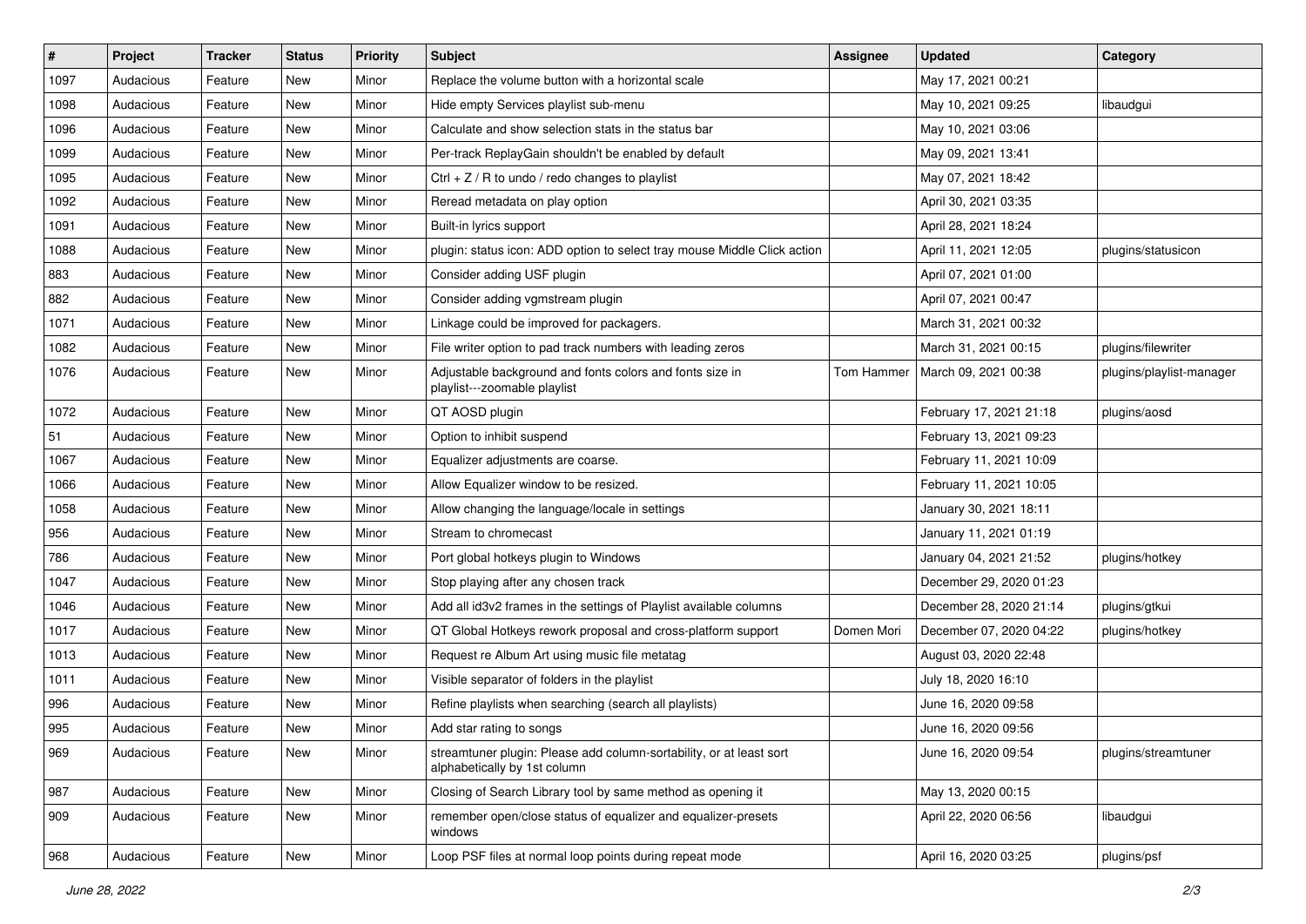| # | Project | Tracker | Status | Priority | Subject | Assignee | Updated | Category |
|---|---|---|---|---|---|---|---|---|
| 1097 | Audacious | Feature | New | Minor | Replace the volume button with a horizontal scale | | May 17, 2021 00:21 | |
| 1098 | Audacious | Feature | New | Minor | Hide empty Services playlist sub-menu | | May 10, 2021 09:25 | libaudgui |
| 1096 | Audacious | Feature | New | Minor | Calculate and show selection stats in the status bar | | May 10, 2021 03:06 | |
| 1099 | Audacious | Feature | New | Minor | Per-track ReplayGain shouldn't be enabled by default | | May 09, 2021 13:41 | |
| 1095 | Audacious | Feature | New | Minor | Ctrl + Z / R to undo / redo changes to playlist | | May 07, 2021 18:42 | |
| 1092 | Audacious | Feature | New | Minor | Reread metadata on play option | | April 30, 2021 03:35 | |
| 1091 | Audacious | Feature | New | Minor | Built-in lyrics support | | April 28, 2021 18:24 | |
| 1088 | Audacious | Feature | New | Minor | plugin: status icon: ADD option to select tray mouse Middle Click action | | April 11, 2021 12:05 | plugins/statusicon |
| 883 | Audacious | Feature | New | Minor | Consider adding USF plugin | | April 07, 2021 01:00 | |
| 882 | Audacious | Feature | New | Minor | Consider adding vgmstream plugin | | April 07, 2021 00:47 | |
| 1071 | Audacious | Feature | New | Minor | Linkage could be improved for packagers. | | March 31, 2021 00:32 | |
| 1082 | Audacious | Feature | New | Minor | File writer option to pad track numbers with leading zeros | | March 31, 2021 00:15 | plugins/filewriter |
| 1076 | Audacious | Feature | New | Minor | Adjustable background and fonts colors and fonts size in playlist---zoomable playlist | Tom Hammer | March 09, 2021 00:38 | plugins/playlist-manager |
| 1072 | Audacious | Feature | New | Minor | QT AOSD plugin | | February 17, 2021 21:18 | plugins/aosd |
| 51 | Audacious | Feature | New | Minor | Option to inhibit suspend | | February 13, 2021 09:23 | |
| 1067 | Audacious | Feature | New | Minor | Equalizer adjustments are coarse. | | February 11, 2021 10:09 | |
| 1066 | Audacious | Feature | New | Minor | Allow Equalizer window to be resized. | | February 11, 2021 10:05 | |
| 1058 | Audacious | Feature | New | Minor | Allow changing the language/locale in settings | | January 30, 2021 18:11 | |
| 956 | Audacious | Feature | New | Minor | Stream to chromecast | | January 11, 2021 01:19 | |
| 786 | Audacious | Feature | New | Minor | Port global hotkeys plugin to Windows | | January 04, 2021 21:52 | plugins/hotkey |
| 1047 | Audacious | Feature | New | Minor | Stop playing after any chosen track | | December 29, 2020 01:23 | |
| 1046 | Audacious | Feature | New | Minor | Add all id3v2 frames in the settings of Playlist available columns | | December 28, 2020 21:14 | plugins/gtkui |
| 1017 | Audacious | Feature | New | Minor | QT Global Hotkeys rework proposal and cross-platform support | Domen Mori | December 07, 2020 04:22 | plugins/hotkey |
| 1013 | Audacious | Feature | New | Minor | Request re Album Art using music file metatag | | August 03, 2020 22:48 | |
| 1011 | Audacious | Feature | New | Minor | Visible separator of folders in the playlist | | July 18, 2020 16:10 | |
| 996 | Audacious | Feature | New | Minor | Refine playlists when searching (search all playlists) | | June 16, 2020 09:58 | |
| 995 | Audacious | Feature | New | Minor | Add star rating to songs | | June 16, 2020 09:56 | |
| 969 | Audacious | Feature | New | Minor | streamtuner plugin: Please add column-sortability, or at least sort alphabetically by 1st column | | June 16, 2020 09:54 | plugins/streamtuner |
| 987 | Audacious | Feature | New | Minor | Closing of Search Library tool by same method as opening it | | May 13, 2020 00:15 | |
| 909 | Audacious | Feature | New | Minor | remember open/close status of equalizer and equalizer-presets windows | | April 22, 2020 06:56 | libaudgui |
| 968 | Audacious | Feature | New | Minor | Loop PSF files at normal loop points during repeat mode | | April 16, 2020 03:25 | plugins/psf |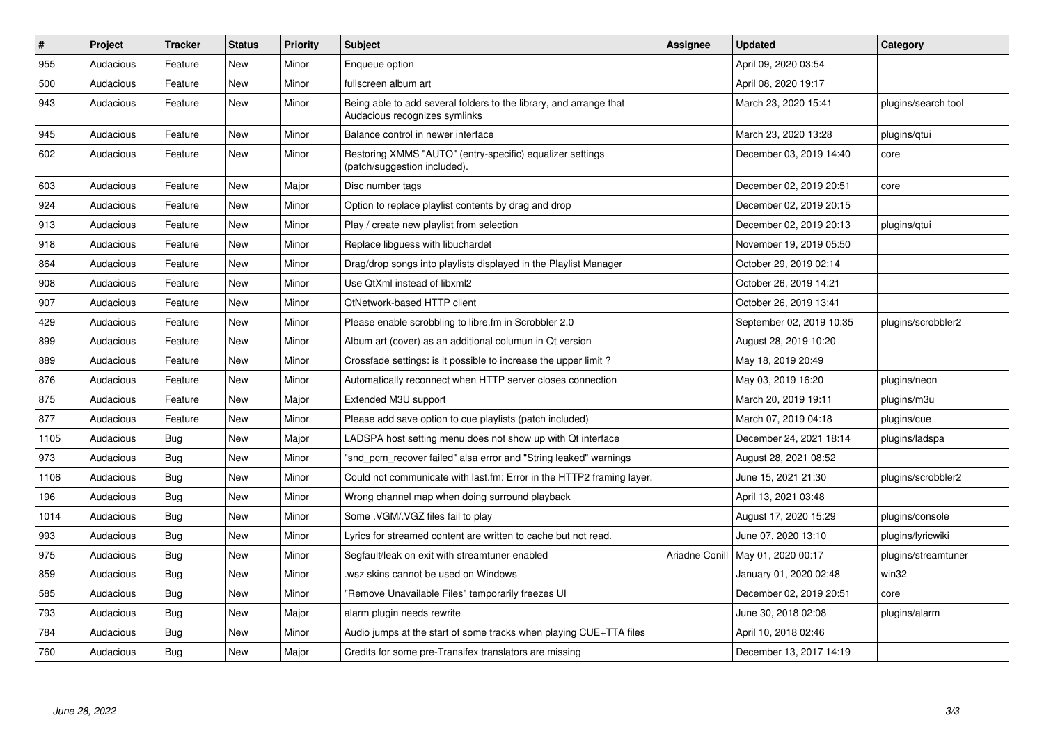| # | Project | Tracker | Status | Priority | Subject | Assignee | Updated | Category |
|---|---|---|---|---|---|---|---|---|
| 955 | Audacious | Feature | New | Minor | Enqueue option | | April 09, 2020 03:54 | |
| 500 | Audacious | Feature | New | Minor | fullscreen album art | | April 08, 2020 19:17 | |
| 943 | Audacious | Feature | New | Minor | Being able to add several folders to the library, and arrange that Audacious recognizes symlinks | | March 23, 2020 15:41 | plugins/search tool |
| 945 | Audacious | Feature | New | Minor | Balance control in newer interface | | March 23, 2020 13:28 | plugins/qtui |
| 602 | Audacious | Feature | New | Minor | Restoring XMMS "AUTO" (entry-specific) equalizer settings (patch/suggestion included). | | December 03, 2019 14:40 | core |
| 603 | Audacious | Feature | New | Major | Disc number tags | | December 02, 2019 20:51 | core |
| 924 | Audacious | Feature | New | Minor | Option to replace playlist contents by drag and drop | | December 02, 2019 20:15 | |
| 913 | Audacious | Feature | New | Minor | Play / create new playlist from selection | | December 02, 2019 20:13 | plugins/qtui |
| 918 | Audacious | Feature | New | Minor | Replace libguess with libuchardet | | November 19, 2019 05:50 | |
| 864 | Audacious | Feature | New | Minor | Drag/drop songs into playlists displayed in the Playlist Manager | | October 29, 2019 02:14 | |
| 908 | Audacious | Feature | New | Minor | Use QtXml instead of libxml2 | | October 26, 2019 14:21 | |
| 907 | Audacious | Feature | New | Minor | QtNetwork-based HTTP client | | October 26, 2019 13:41 | |
| 429 | Audacious | Feature | New | Minor | Please enable scrobbling to libre.fm in Scrobbler 2.0 | | September 02, 2019 10:35 | plugins/scrobbler2 |
| 899 | Audacious | Feature | New | Minor | Album art (cover) as an additional columun in Qt version | | August 28, 2019 10:20 | |
| 889 | Audacious | Feature | New | Minor | Crossfade settings: is it possible to increase the upper limit ? | | May 18, 2019 20:49 | |
| 876 | Audacious | Feature | New | Minor | Automatically reconnect when HTTP server closes connection | | May 03, 2019 16:20 | plugins/neon |
| 875 | Audacious | Feature | New | Major | Extended M3U support | | March 20, 2019 19:11 | plugins/m3u |
| 877 | Audacious | Feature | New | Minor | Please add save option to cue playlists (patch included) | | March 07, 2019 04:18 | plugins/cue |
| 1105 | Audacious | Bug | New | Major | LADSPA host setting menu does not show up with Qt interface | | December 24, 2021 18:14 | plugins/ladspa |
| 973 | Audacious | Bug | New | Minor | "snd_pcm_recover failed" alsa error and "String leaked" warnings | | August 28, 2021 08:52 | |
| 1106 | Audacious | Bug | New | Minor | Could not communicate with last.fm: Error in the HTTP2 framing layer. | | June 15, 2021 21:30 | plugins/scrobbler2 |
| 196 | Audacious | Bug | New | Minor | Wrong channel map when doing surround playback | | April 13, 2021 03:48 | |
| 1014 | Audacious | Bug | New | Minor | Some .VGM/.VGZ files fail to play | | August 17, 2020 15:29 | plugins/console |
| 993 | Audacious | Bug | New | Minor | Lyrics for streamed content are written to cache but not read. | | June 07, 2020 13:10 | plugins/lyricwiki |
| 975 | Audacious | Bug | New | Minor | Segfault/leak on exit with streamtuner enabled | Ariadne Conill | May 01, 2020 00:17 | plugins/streamtuner |
| 859 | Audacious | Bug | New | Minor | .wsz skins cannot be used on Windows | | January 01, 2020 02:48 | win32 |
| 585 | Audacious | Bug | New | Minor | "Remove Unavailable Files" temporarily freezes UI | | December 02, 2019 20:51 | core |
| 793 | Audacious | Bug | New | Major | alarm plugin needs rewrite | | June 30, 2018 02:08 | plugins/alarm |
| 784 | Audacious | Bug | New | Minor | Audio jumps at the start of some tracks when playing CUE+TTA files | | April 10, 2018 02:46 | |
| 760 | Audacious | Bug | New | Major | Credits for some pre-Transifex translators are missing | | December 13, 2017 14:19 | |